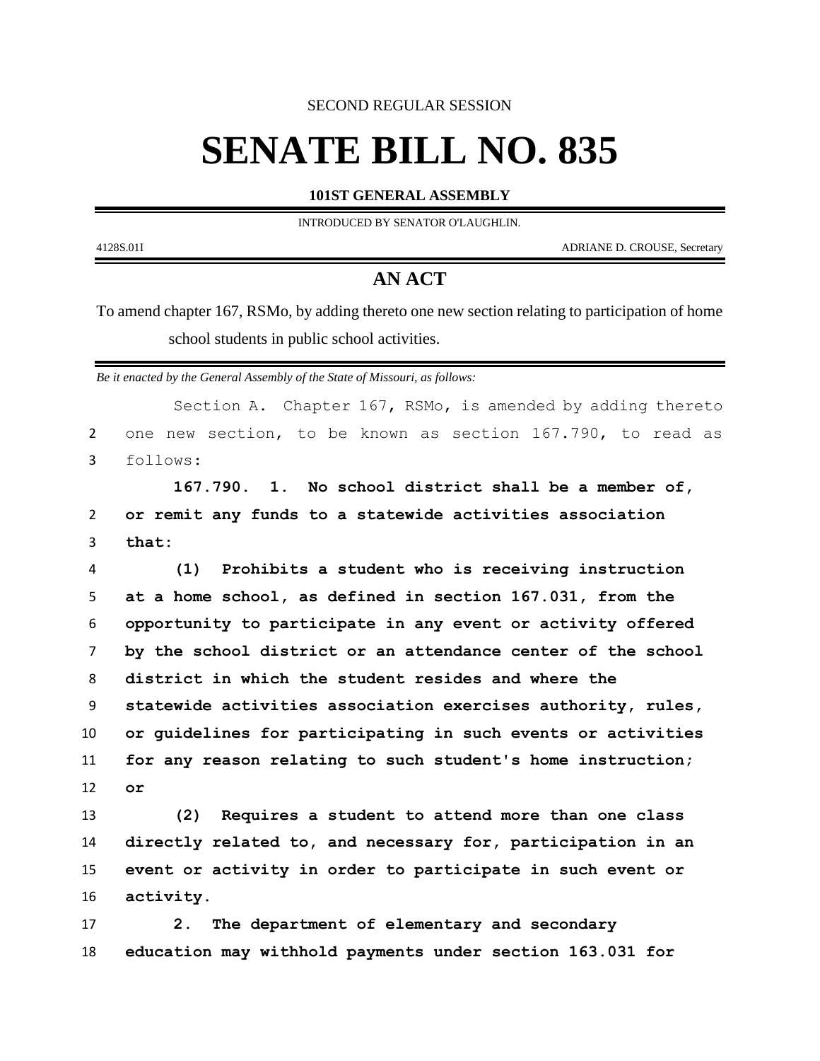SECOND REGULAR SESSION

# SENATE BILL NO. 835

**101ST GENERAL ASSEMBLY**

INTRODUCED BY SENATOR O'LAUGHLIN.

4128S.01I ADRIANE D. CROUSE, Secretary

## AN ACT

To amend chapter 167, RSMo, by adding thereto one new section relating to participation of home school students in public school activities.

*Be it enacted by the General Assembly of the State of Missouri, as follows:*

Section A. Chapter 167, RSMo, is amended by adding thereto one new section, to be known as section 167.790, to read as follows:

**167.790. 1. No school district shall be a member of, or remit any funds to a statewide activities association that:**

**(1) Prohibits a student who is receiving instruction at a home school, as defined in section 167.031, from the opportunity to participate in any event or activity offered by the school district or an attendance center of the school district in which the student resides and where the statewide activities association exercises authority, rules, or guidelines for participating in such events or activities for any reason relating to such student's home instruction; or**

**(2) Requires a student to attend more than one class directly related to, and necessary for, participation in an event or activity in order to participate in such event or activity.**

**2. The department of elementary and secondary education may withhold payments under section 163.031 for**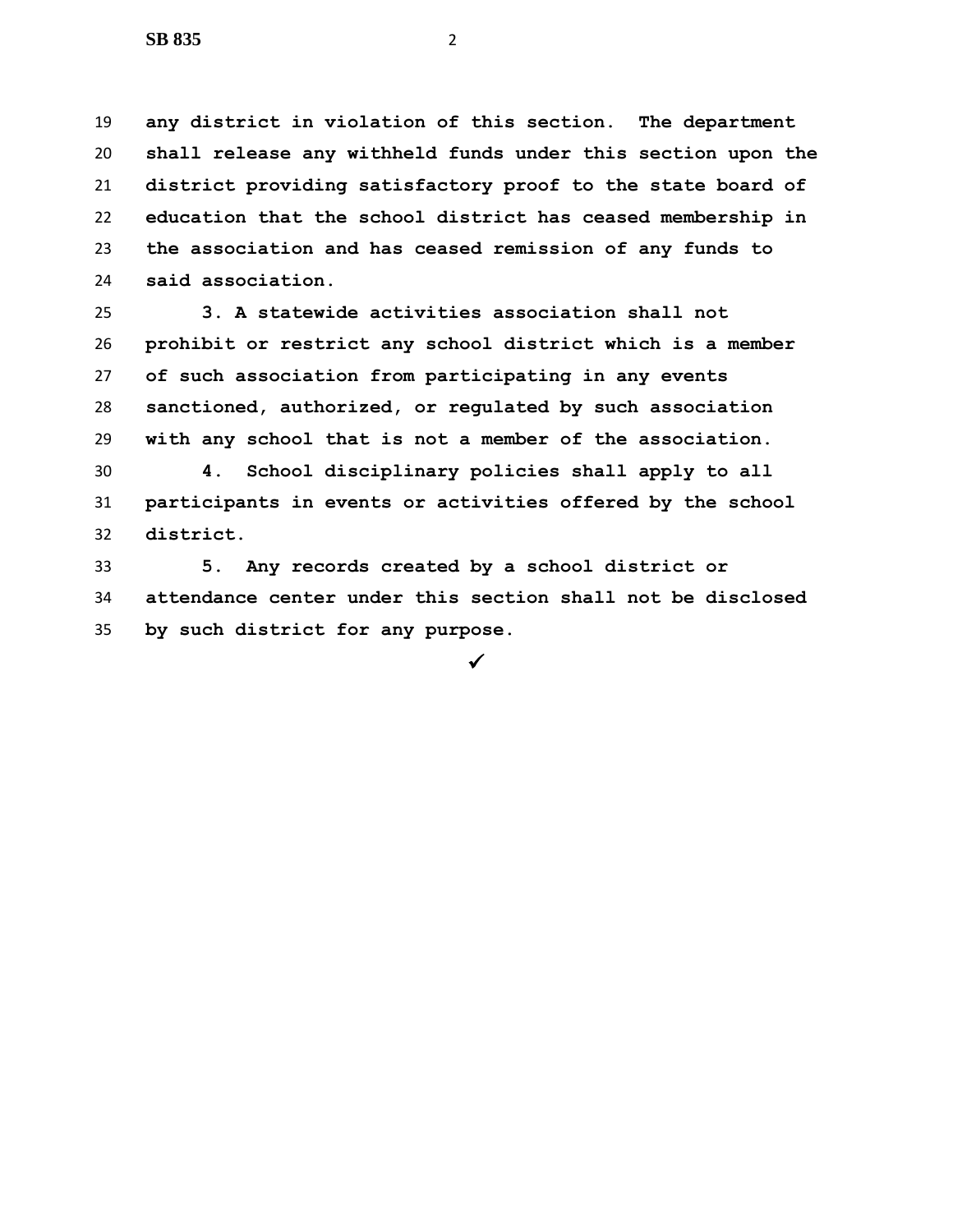**any district in violation of this section. The department shall release any withheld funds under this section upon the district providing satisfactory proof to the state board of education that the school district has ceased membership in the association and has ceased remission of any funds to said association.**

**3. A statewide activities association shall not prohibit or restrict any school district which is a member of such association from participating in any events sanctioned, authorized, or regulated by such association with any school that is not a member of the association.**

**4. School disciplinary policies shall apply to all participants in events or activities offered by the school district.**

**5. Any records created by a school district or attendance center under this section shall not be disclosed by such district for any purpose.**

✓